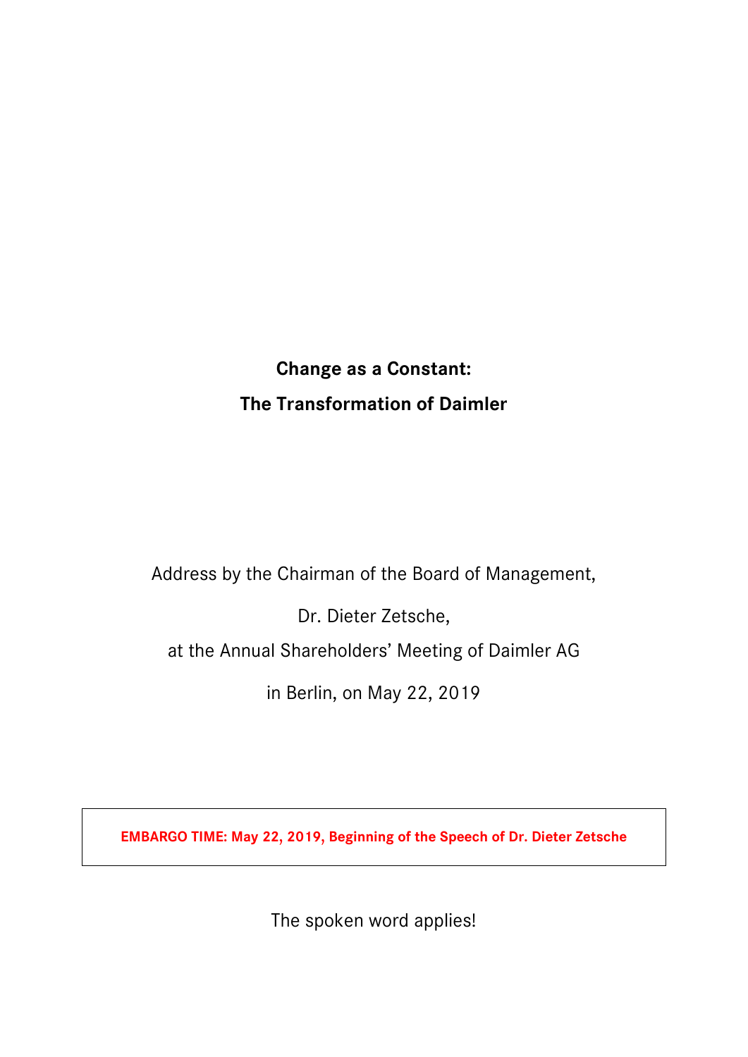# Change as a Constant:
# The Transformation of Daimler

Address by the Chairman of the Board of Management,

Dr. Dieter Zetsche,

at the Annual Shareholders' Meeting of Daimler AG

in Berlin, on May 22, 2019

**EMBARGO TIME: May 22, 2019, Beginning of the Speech of Dr. Dieter Zetsche**

The spoken word applies!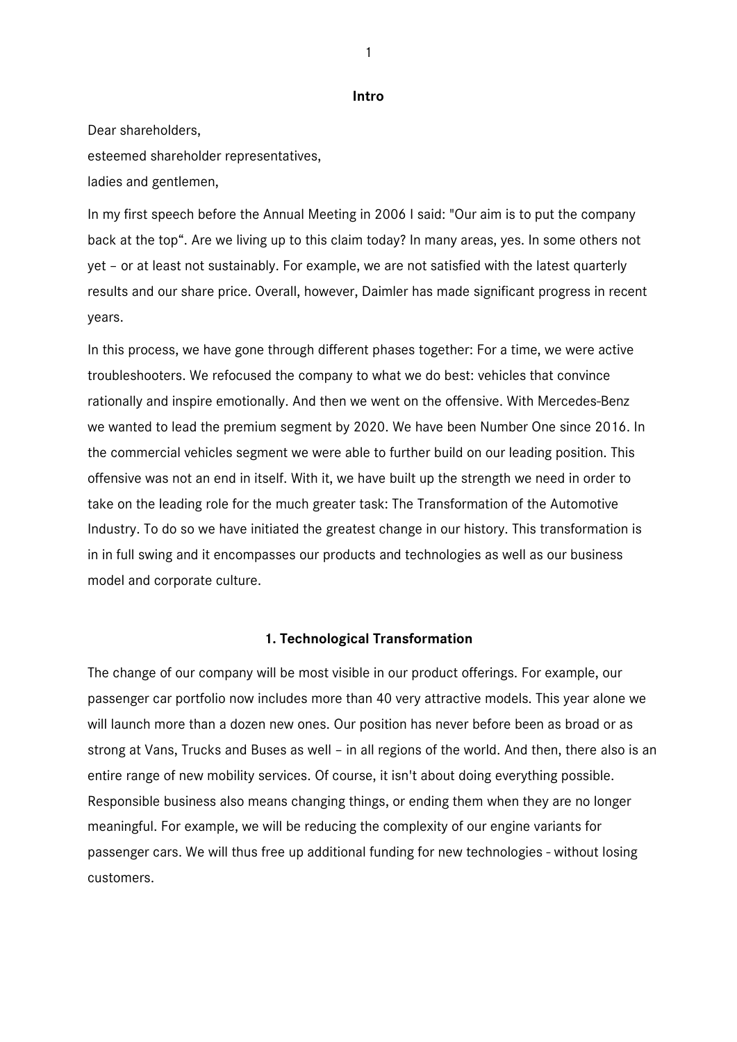## Intro

Dear shareholders,
esteemed shareholder representatives,
ladies and gentlemen,

In my first speech before the Annual Meeting in 2006 I said: "Our aim is to put the company back at the top". Are we living up to this claim today? In many areas, yes. In some others not yet – or at least not sustainably. For example, we are not satisfied with the latest quarterly results and our share price. Overall, however, Daimler has made significant progress in recent years.

In this process, we have gone through different phases together: For a time, we were active troubleshooters. We refocused the company to what we do best: vehicles that convince rationally and inspire emotionally. And then we went on the offensive. With Mercedes-Benz we wanted to lead the premium segment by 2020. We have been Number One since 2016. In the commercial vehicles segment we were able to further build on our leading position. This offensive was not an end in itself. With it, we have built up the strength we need in order to take on the leading role for the much greater task: The Transformation of the Automotive Industry. To do so we have initiated the greatest change in our history. This transformation is in in full swing and it encompasses our products and technologies as well as our business model and corporate culture.

## 1. Technological Transformation

The change of our company will be most visible in our product offerings. For example, our passenger car portfolio now includes more than 40 very attractive models. This year alone we will launch more than a dozen new ones. Our position has never before been as broad or as strong at Vans, Trucks and Buses as well – in all regions of the world. And then, there also is an entire range of new mobility services. Of course, it isn't about doing everything possible. Responsible business also means changing things, or ending them when they are no longer meaningful. For example, we will be reducing the complexity of our engine variants for passenger cars. We will thus free up additional funding for new technologies - without losing customers.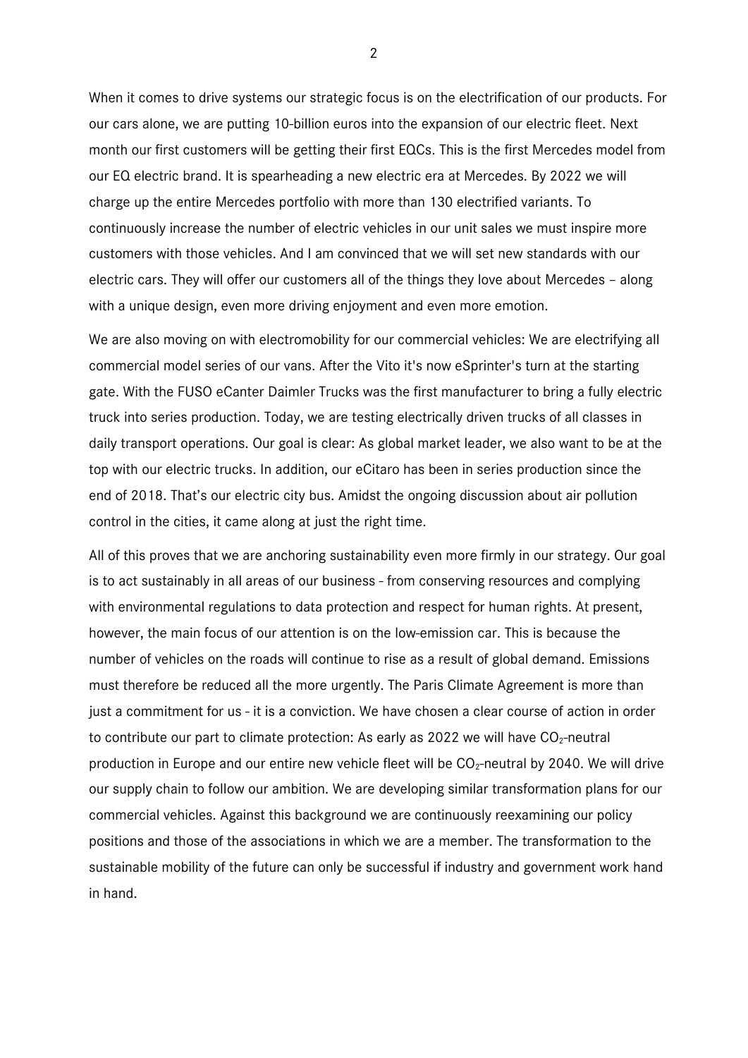When it comes to drive systems our strategic focus is on the electrification of our products. For our cars alone, we are putting 10-billion euros into the expansion of our electric fleet. Next month our first customers will be getting their first EQCs. This is the first Mercedes model from our EQ electric brand. It is spearheading a new electric era at Mercedes. By 2022 we will charge up the entire Mercedes portfolio with more than 130 electrified variants. To continuously increase the number of electric vehicles in our unit sales we must inspire more customers with those vehicles. And I am convinced that we will set new standards with our electric cars. They will offer our customers all of the things they love about Mercedes – along with a unique design, even more driving enjoyment and even more emotion.

We are also moving on with electromobility for our commercial vehicles: We are electrifying all commercial model series of our vans. After the Vito it's now eSprinter's turn at the starting gate. With the FUSO eCanter Daimler Trucks was the first manufacturer to bring a fully electric truck into series production. Today, we are testing electrically driven trucks of all classes in daily transport operations. Our goal is clear: As global market leader, we also want to be at the top with our electric trucks. In addition, our eCitaro has been in series production since the end of 2018. That's our electric city bus. Amidst the ongoing discussion about air pollution control in the cities, it came along at just the right time.

All of this proves that we are anchoring sustainability even more firmly in our strategy. Our goal is to act sustainably in all areas of our business - from conserving resources and complying with environmental regulations to data protection and respect for human rights. At present, however, the main focus of our attention is on the low-emission car. This is because the number of vehicles on the roads will continue to rise as a result of global demand. Emissions must therefore be reduced all the more urgently. The Paris Climate Agreement is more than just a commitment for us - it is a conviction. We have chosen a clear course of action in order to contribute our part to climate protection: As early as 2022 we will have $CO_2$-neutral production in Europe and our entire new vehicle fleet will be $CO_2$-neutral by 2040. We will drive our supply chain to follow our ambition. We are developing similar transformation plans for our commercial vehicles. Against this background we are continuously reexamining our policy positions and those of the associations in which we are a member. The transformation to the sustainable mobility of the future can only be successful if industry and government work hand in hand.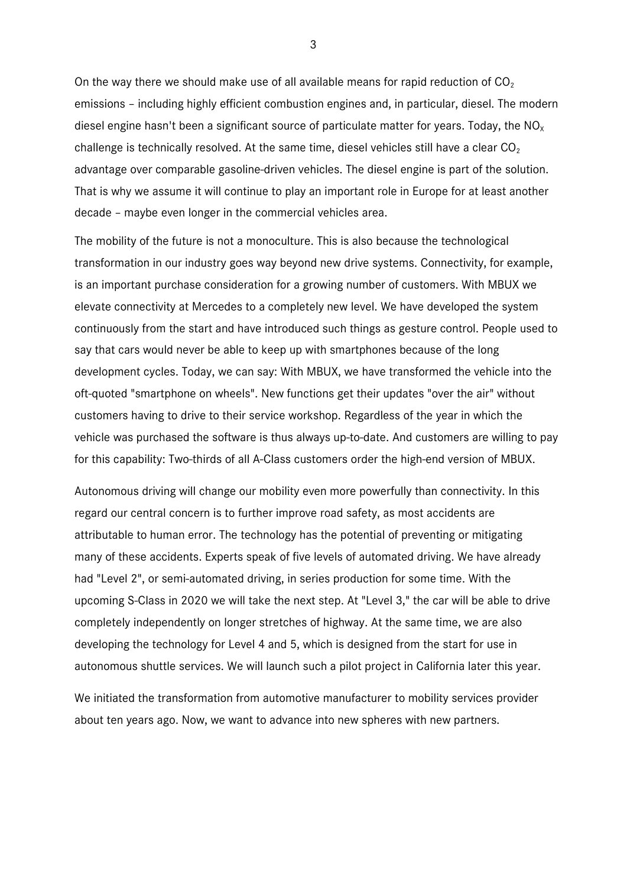On the way there we should make use of all available means for rapid reduction of $CO_2$ emissions – including highly efficient combustion engines and, in particular, diesel. The modern diesel engine hasn't been a significant source of particulate matter for years. Today, the $NO_X$ challenge is technically resolved. At the same time, diesel vehicles still have a clear $CO_2$ advantage over comparable gasoline-driven vehicles. The diesel engine is part of the solution. That is why we assume it will continue to play an important role in Europe for at least another decade – maybe even longer in the commercial vehicles area.

The mobility of the future is not a monoculture. This is also because the technological transformation in our industry goes way beyond new drive systems. Connectivity, for example, is an important purchase consideration for a growing number of customers. With MBUX we elevate connectivity at Mercedes to a completely new level. We have developed the system continuously from the start and have introduced such things as gesture control. People used to say that cars would never be able to keep up with smartphones because of the long development cycles. Today, we can say: With MBUX, we have transformed the vehicle into the oft-quoted "smartphone on wheels". New functions get their updates "over the air" without customers having to drive to their service workshop. Regardless of the year in which the vehicle was purchased the software is thus always up-to-date. And customers are willing to pay for this capability: Two-thirds of all A-Class customers order the high-end version of MBUX.

Autonomous driving will change our mobility even more powerfully than connectivity. In this regard our central concern is to further improve road safety, as most accidents are attributable to human error. The technology has the potential of preventing or mitigating many of these accidents. Experts speak of five levels of automated driving. We have already had "Level 2", or semi-automated driving, in series production for some time. With the upcoming S-Class in 2020 we will take the next step. At "Level 3," the car will be able to drive completely independently on longer stretches of highway. At the same time, we are also developing the technology for Level 4 and 5, which is designed from the start for use in autonomous shuttle services. We will launch such a pilot project in California later this year.

We initiated the transformation from automotive manufacturer to mobility services provider about ten years ago. Now, we want to advance into new spheres with new partners.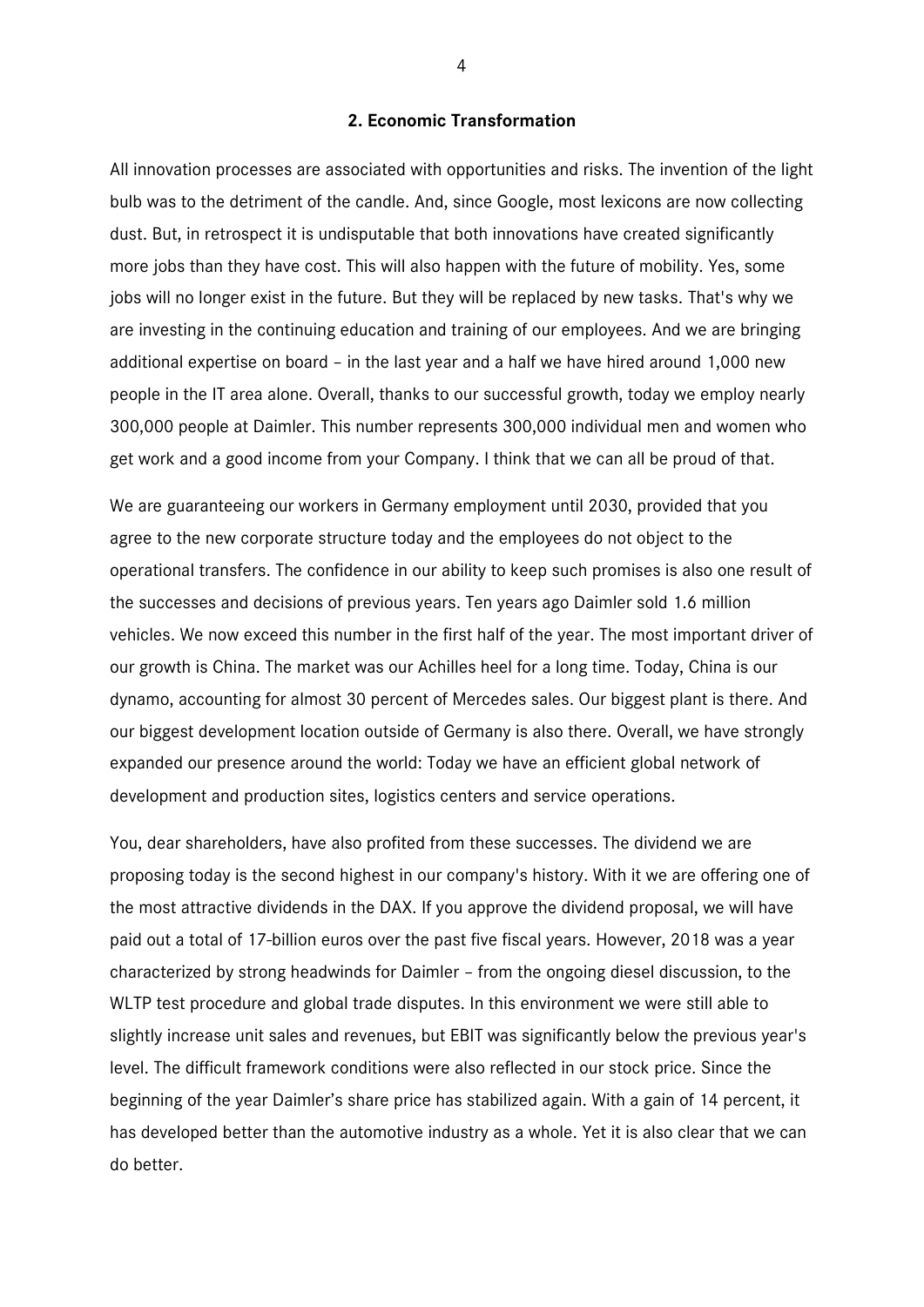## 2. Economic Transformation

All innovation processes are associated with opportunities and risks. The invention of the light bulb was to the detriment of the candle. And, since Google, most lexicons are now collecting dust. But, in retrospect it is undisputable that both innovations have created significantly more jobs than they have cost. This will also happen with the future of mobility. Yes, some jobs will no longer exist in the future. But they will be replaced by new tasks. That's why we are investing in the continuing education and training of our employees. And we are bringing additional expertise on board – in the last year and a half we have hired around 1,000 new people in the IT area alone. Overall, thanks to our successful growth, today we employ nearly 300,000 people at Daimler. This number represents 300,000 individual men and women who get work and a good income from your Company. I think that we can all be proud of that.

We are guaranteeing our workers in Germany employment until 2030, provided that you agree to the new corporate structure today and the employees do not object to the operational transfers. The confidence in our ability to keep such promises is also one result of the successes and decisions of previous years. Ten years ago Daimler sold 1.6 million vehicles. We now exceed this number in the first half of the year. The most important driver of our growth is China. The market was our Achilles heel for a long time. Today, China is our dynamo, accounting for almost 30 percent of Mercedes sales. Our biggest plant is there. And our biggest development location outside of Germany is also there. Overall, we have strongly expanded our presence around the world: Today we have an efficient global network of development and production sites, logistics centers and service operations.

You, dear shareholders, have also profited from these successes. The dividend we are proposing today is the second highest in our company's history. With it we are offering one of the most attractive dividends in the DAX. If you approve the dividend proposal, we will have paid out a total of 17-billion euros over the past five fiscal years. However, 2018 was a year characterized by strong headwinds for Daimler – from the ongoing diesel discussion, to the WLTP test procedure and global trade disputes. In this environment we were still able to slightly increase unit sales and revenues, but EBIT was significantly below the previous year's level. The difficult framework conditions were also reflected in our stock price. Since the beginning of the year Daimler's share price has stabilized again. With a gain of 14 percent, it has developed better than the automotive industry as a whole. Yet it is also clear that we can do better.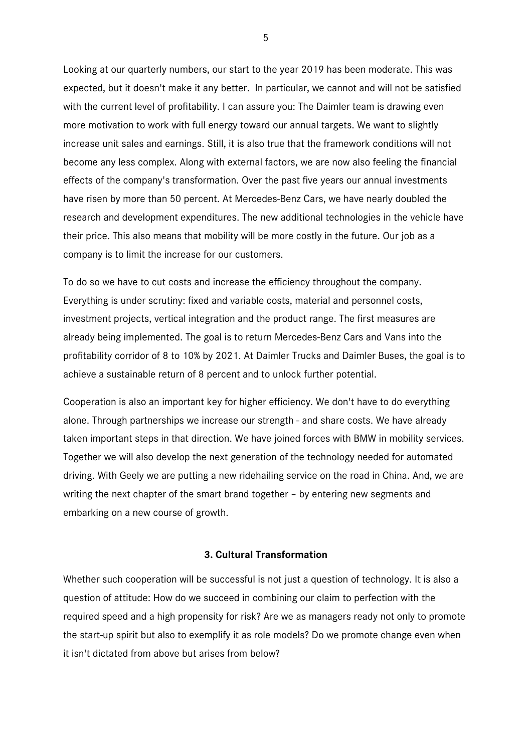Looking at our quarterly numbers, our start to the year 2019 has been moderate. This was expected, but it doesn't make it any better.  In particular, we cannot and will not be satisfied with the current level of profitability. I can assure you: The Daimler team is drawing even more motivation to work with full energy toward our annual targets. We want to slightly increase unit sales and earnings. Still, it is also true that the framework conditions will not become any less complex. Along with external factors, we are now also feeling the financial effects of the company's transformation. Over the past five years our annual investments have risen by more than 50 percent. At Mercedes-Benz Cars, we have nearly doubled the research and development expenditures. The new additional technologies in the vehicle have their price. This also means that mobility will be more costly in the future. Our job as a company is to limit the increase for our customers.

To do so we have to cut costs and increase the efficiency throughout the company. Everything is under scrutiny: fixed and variable costs, material and personnel costs, investment projects, vertical integration and the product range. The first measures are already being implemented. The goal is to return Mercedes-Benz Cars and Vans into the profitability corridor of 8 to 10% by 2021. At Daimler Trucks and Daimler Buses, the goal is to achieve a sustainable return of 8 percent and to unlock further potential.

Cooperation is also an important key for higher efficiency. We don't have to do everything alone. Through partnerships we increase our strength - and share costs. We have already taken important steps in that direction. We have joined forces with BMW in mobility services. Together we will also develop the next generation of the technology needed for automated driving. With Geely we are putting a new ridehailing service on the road in China. And, we are writing the next chapter of the smart brand together – by entering new segments and embarking on a new course of growth.

## 3. Cultural Transformation

Whether such cooperation will be successful is not just a question of technology. It is also a question of attitude: How do we succeed in combining our claim to perfection with the required speed and a high propensity for risk? Are we as managers ready not only to promote the start-up spirit but also to exemplify it as role models? Do we promote change even when it isn't dictated from above but arises from below?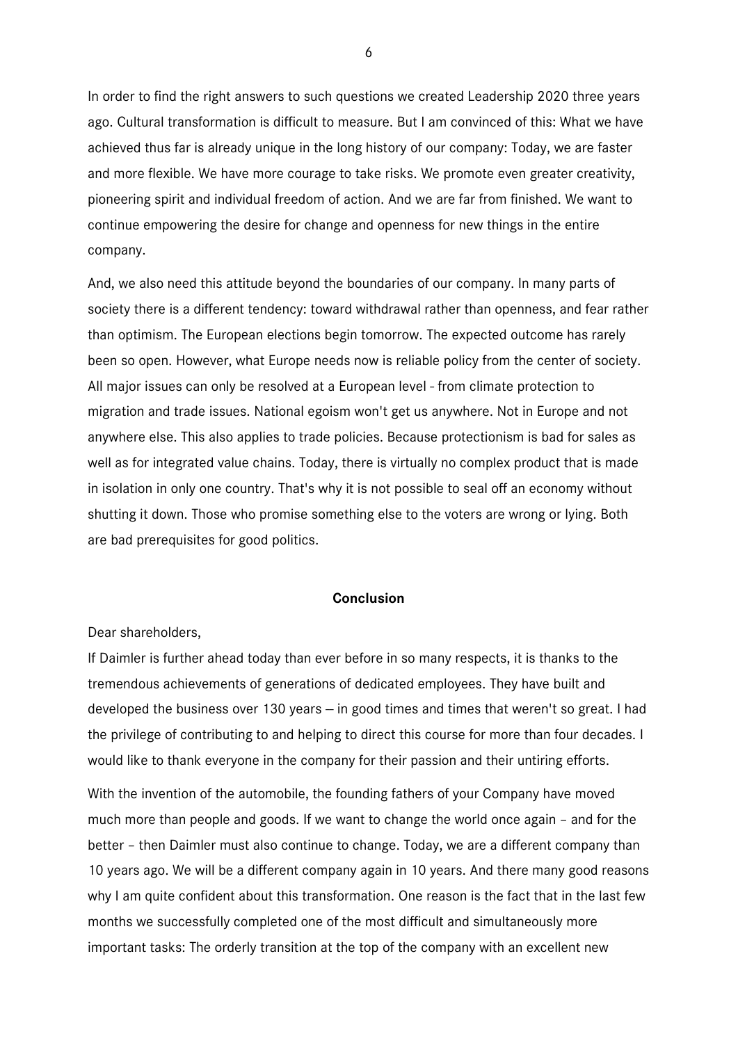In order to find the right answers to such questions we created Leadership 2020 three years ago. Cultural transformation is difficult to measure. But I am convinced of this: What we have achieved thus far is already unique in the long history of our company: Today, we are faster and more flexible. We have more courage to take risks. We promote even greater creativity, pioneering spirit and individual freedom of action. And we are far from finished. We want to continue empowering the desire for change and openness for new things in the entire company.

And, we also need this attitude beyond the boundaries of our company. In many parts of society there is a different tendency: toward withdrawal rather than openness, and fear rather than optimism. The European elections begin tomorrow. The expected outcome has rarely been so open. However, what Europe needs now is reliable policy from the center of society. All major issues can only be resolved at a European level - from climate protection to migration and trade issues. National egoism won't get us anywhere. Not in Europe and not anywhere else. This also applies to trade policies. Because protectionism is bad for sales as well as for integrated value chains. Today, there is virtually no complex product that is made in isolation in only one country. That's why it is not possible to seal off an economy without shutting it down. Those who promise something else to the voters are wrong or lying. Both are bad prerequisites for good politics.

## Conclusion

Dear shareholders,

If Daimler is further ahead today than ever before in so many respects, it is thanks to the tremendous achievements of generations of dedicated employees. They have built and developed the business over 130 years – in good times and times that weren't so great. I had the privilege of contributing to and helping to direct this course for more than four decades. I would like to thank everyone in the company for their passion and their untiring efforts.

With the invention of the automobile, the founding fathers of your Company have moved much more than people and goods. If we want to change the world once again – and for the better – then Daimler must also continue to change. Today, we are a different company than 10 years ago. We will be a different company again in 10 years. And there many good reasons why I am quite confident about this transformation. One reason is the fact that in the last few months we successfully completed one of the most difficult and simultaneously more important tasks: The orderly transition at the top of the company with an excellent new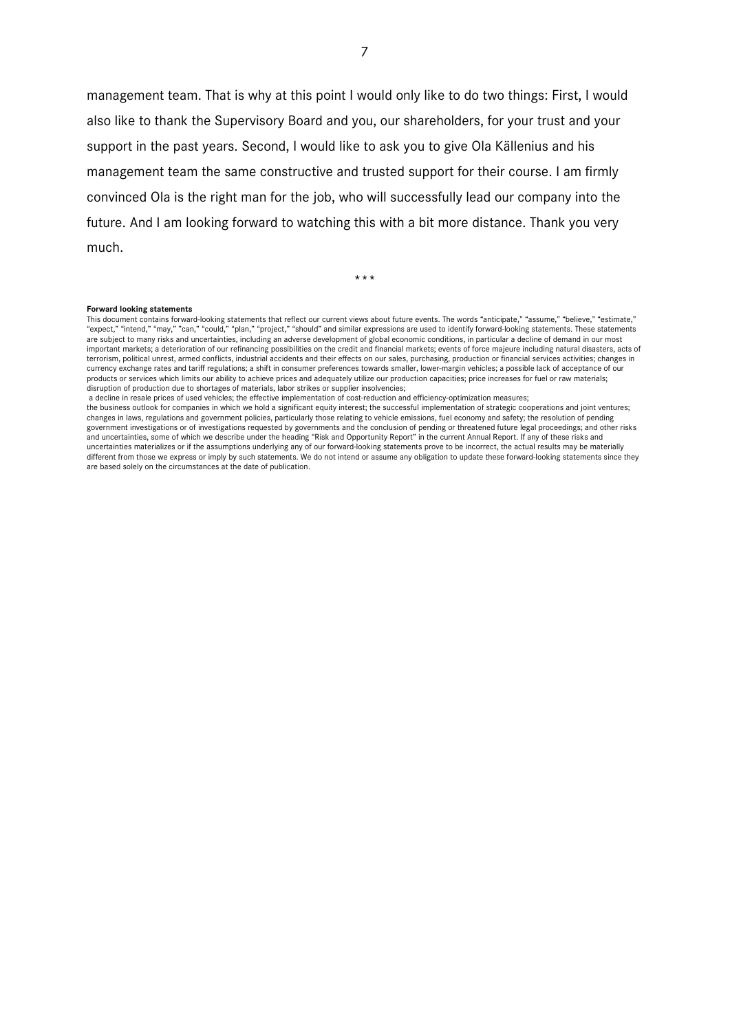management team. That is why at this point I would only like to do two things: First, I would also like to thank the Supervisory Board and you, our shareholders, for your trust and your support in the past years. Second, I would like to ask you to give Ola Källenius and his management team the same constructive and trusted support for their course. I am firmly convinced Ola is the right man for the job, who will successfully lead our company into the future. And I am looking forward to watching this with a bit more distance. Thank you very much.

\* \* \*

**Forward looking statements**

This document contains forward-looking statements that reflect our current views about future events. The words "anticipate," "assume," "believe," "estimate," "expect," "intend," "may," "can," "could," "plan," "project," "should" and similar expressions are used to identify forward-looking statements. These statements are subject to many risks and uncertainties, including an adverse development of global economic conditions, in particular a decline of demand in our most important markets; a deterioration of our refinancing possibilities on the credit and financial markets; events of force majeure including natural disasters, acts of terrorism, political unrest, armed conflicts, industrial accidents and their effects on our sales, purchasing, production or financial services activities; changes in currency exchange rates and tariff regulations; a shift in consumer preferences towards smaller, lower-margin vehicles; a possible lack of acceptance of our products or services which limits our ability to achieve prices and adequately utilize our production capacities; price increases for fuel or raw materials; disruption of production due to shortages of materials, labor strikes or supplier insolvencies;
a decline in resale prices of used vehicles; the effective implementation of cost-reduction and efficiency-optimization measures;
the business outlook for companies in which we hold a significant equity interest; the successful implementation of strategic cooperations and joint ventures; changes in laws, regulations and government policies, particularly those relating to vehicle emissions, fuel economy and safety; the resolution of pending government investigations or of investigations requested by governments and the conclusion of pending or threatened future legal proceedings; and other risks and uncertainties, some of which we describe under the heading "Risk and Opportunity Report" in the current Annual Report. If any of these risks and uncertainties materializes or if the assumptions underlying any of our forward-looking statements prove to be incorrect, the actual results may be materially different from those we express or imply by such statements. We do not intend or assume any obligation to update these forward-looking statements since they are based solely on the circumstances at the date of publication.